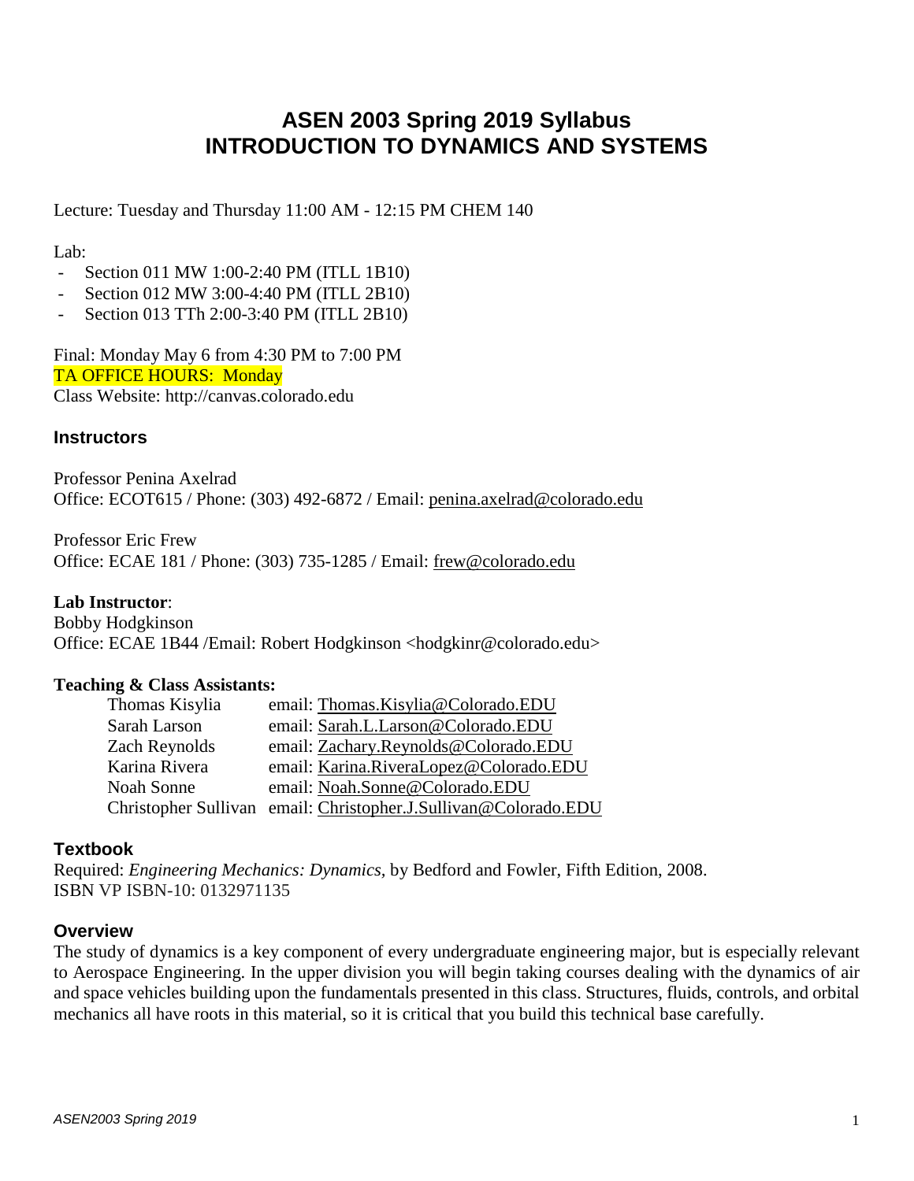# ASEN 2003 Spring 2019 Syllabus
# INTRODUCTION TO DYNAMICS AND SYSTEMS

Lecture: Tuesday and Thursday 11:00 AM - 12:15 PM CHEM 140

Lab:

- Section 011 MW 1:00-2:40 PM (ITLL 1B10)
- Section 012 MW 3:00-4:40 PM (ITLL 2B10)
- Section 013 TTh 2:00-3:40 PM (ITLL 2B10)

Final: Monday May 6 from 4:30 PM to 7:00 PM
TA OFFICE HOURS: Monday
Class Website: http://canvas.colorado.edu

## Instructors

Professor Penina Axelrad
Office: ECOT615 / Phone: (303) 492-6872 / Email: penina.axelrad@colorado.edu

Professor Eric Frew
Office: ECAE 181 / Phone: (303) 735-1285 / Email: frew@colorado.edu

**Lab Instructor**:
Bobby Hodgkinson
Office: ECAE 1B44 /Email: Robert Hodgkinson <hodgkinr@colorado.edu>

**Teaching & Class Assistants:**

| | |
|---|---|
| Thomas Kisylia | email: Thomas.Kisylia@Colorado.EDU |
| Sarah Larson | email: Sarah.L.Larson@Colorado.EDU |
| Zach Reynolds | email: Zachary.Reynolds@Colorado.EDU |
| Karina Rivera | email: Karina.RiveraLopez@Colorado.EDU |
| Noah Sonne | email: Noah.Sonne@Colorado.EDU |
| Christopher Sullivan | email: Christopher.J.Sullivan@Colorado.EDU |

## Textbook

Required: *Engineering Mechanics: Dynamics*, by Bedford and Fowler, Fifth Edition, 2008.
ISBN VP ISBN-10: 0132971135

## Overview

The study of dynamics is a key component of every undergraduate engineering major, but is especially relevant to Aerospace Engineering. In the upper division you will begin taking courses dealing with the dynamics of air and space vehicles building upon the fundamentals presented in this class. Structures, fluids, controls, and orbital mechanics all have roots in this material, so it is critical that you build this technical base carefully.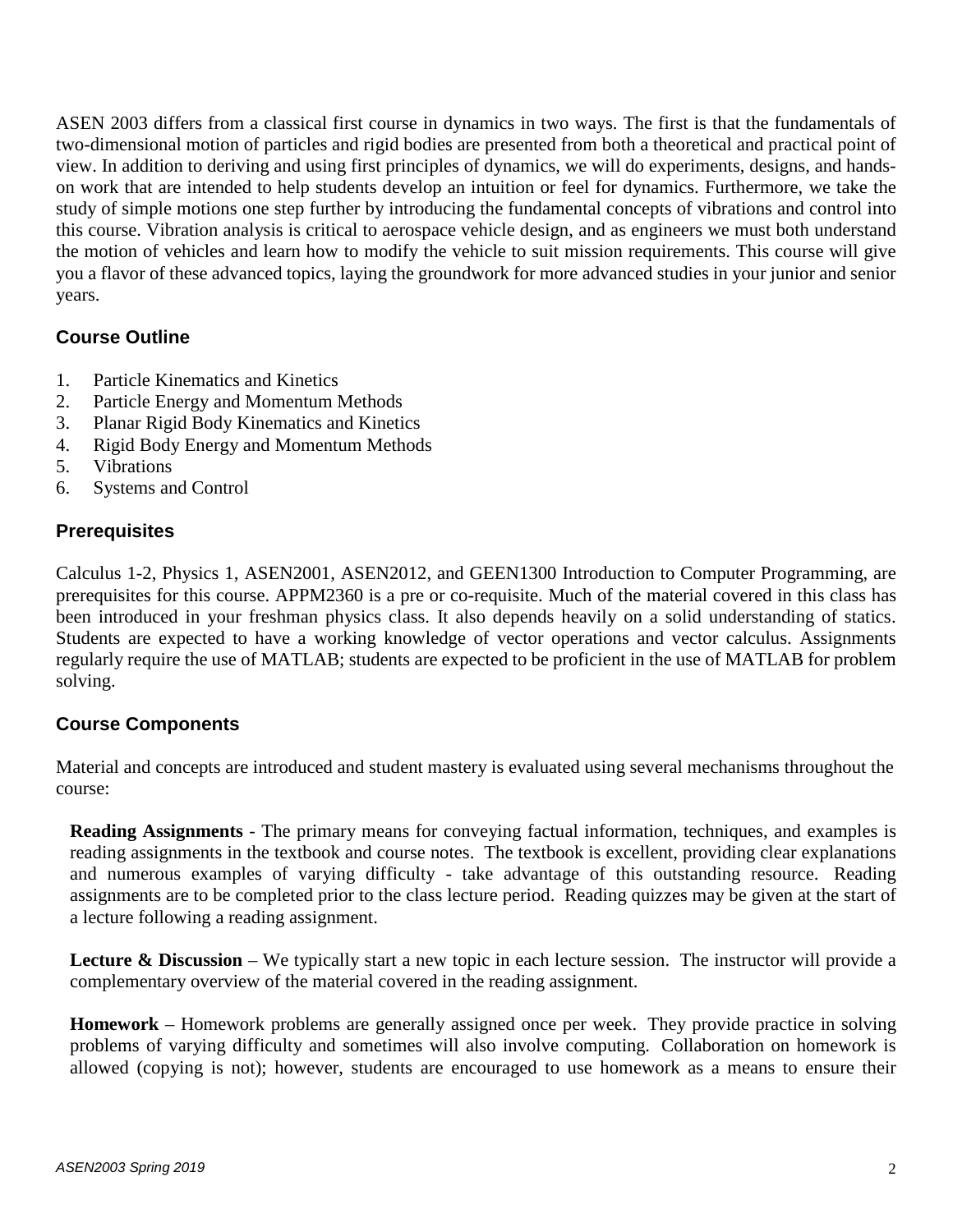ASEN 2003 differs from a classical first course in dynamics in two ways. The first is that the fundamentals of two-dimensional motion of particles and rigid bodies are presented from both a theoretical and practical point of view. In addition to deriving and using first principles of dynamics, we will do experiments, designs, and hands-on work that are intended to help students develop an intuition or feel for dynamics. Furthermore, we take the study of simple motions one step further by introducing the fundamental concepts of vibrations and control into this course. Vibration analysis is critical to aerospace vehicle design, and as engineers we must both understand the motion of vehicles and learn how to modify the vehicle to suit mission requirements. This course will give you a flavor of these advanced topics, laying the groundwork for more advanced studies in your junior and senior years.

## Course Outline

1. Particle Kinematics and Kinetics
2. Particle Energy and Momentum Methods
3. Planar Rigid Body Kinematics and Kinetics
4. Rigid Body Energy and Momentum Methods
5. Vibrations
6. Systems and Control

## Prerequisites

Calculus 1-2, Physics 1, ASEN2001, ASEN2012, and GEEN1300 Introduction to Computer Programming, are prerequisites for this course. APPM2360 is a pre or co-requisite. Much of the material covered in this class has been introduced in your freshman physics class. It also depends heavily on a solid understanding of statics. Students are expected to have a working knowledge of vector operations and vector calculus. Assignments regularly require the use of MATLAB; students are expected to be proficient in the use of MATLAB for problem solving.

## Course Components

Material and concepts are introduced and student mastery is evaluated using several mechanisms throughout the course:

**Reading Assignments** - The primary means for conveying factual information, techniques, and examples is reading assignments in the textbook and course notes. The textbook is excellent, providing clear explanations and numerous examples of varying difficulty - take advantage of this outstanding resource. Reading assignments are to be completed prior to the class lecture period. Reading quizzes may be given at the start of a lecture following a reading assignment.

**Lecture & Discussion** – We typically start a new topic in each lecture session. The instructor will provide a complementary overview of the material covered in the reading assignment.

**Homework** – Homework problems are generally assigned once per week. They provide practice in solving problems of varying difficulty and sometimes will also involve computing. Collaboration on homework is allowed (copying is not); however, students are encouraged to use homework as a means to ensure their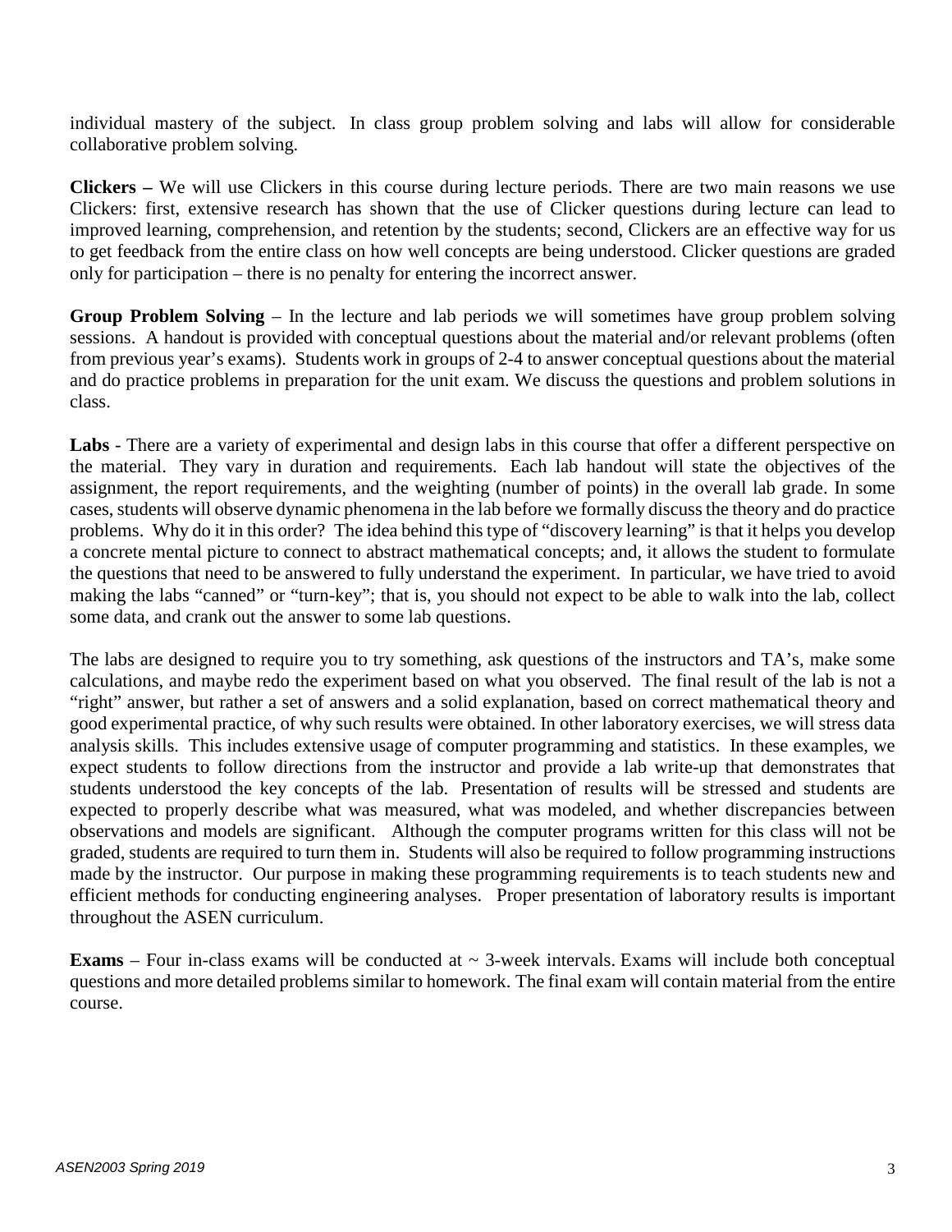individual mastery of the subject. In class group problem solving and labs will allow for considerable collaborative problem solving.

**Clickers –** We will use Clickers in this course during lecture periods. There are two main reasons we use Clickers: first, extensive research has shown that the use of Clicker questions during lecture can lead to improved learning, comprehension, and retention by the students; second, Clickers are an effective way for us to get feedback from the entire class on how well concepts are being understood. Clicker questions are graded only for participation – there is no penalty for entering the incorrect answer.

**Group Problem Solving** – In the lecture and lab periods we will sometimes have group problem solving sessions. A handout is provided with conceptual questions about the material and/or relevant problems (often from previous year's exams). Students work in groups of 2-4 to answer conceptual questions about the material and do practice problems in preparation for the unit exam. We discuss the questions and problem solutions in class.

**Labs** - There are a variety of experimental and design labs in this course that offer a different perspective on the material. They vary in duration and requirements. Each lab handout will state the objectives of the assignment, the report requirements, and the weighting (number of points) in the overall lab grade. In some cases, students will observe dynamic phenomena in the lab before we formally discuss the theory and do practice problems. Why do it in this order? The idea behind this type of "discovery learning" is that it helps you develop a concrete mental picture to connect to abstract mathematical concepts; and, it allows the student to formulate the questions that need to be answered to fully understand the experiment. In particular, we have tried to avoid making the labs "canned" or "turn-key"; that is, you should not expect to be able to walk into the lab, collect some data, and crank out the answer to some lab questions.

The labs are designed to require you to try something, ask questions of the instructors and TA's, make some calculations, and maybe redo the experiment based on what you observed. The final result of the lab is not a "right" answer, but rather a set of answers and a solid explanation, based on correct mathematical theory and good experimental practice, of why such results were obtained. In other laboratory exercises, we will stress data analysis skills. This includes extensive usage of computer programming and statistics. In these examples, we expect students to follow directions from the instructor and provide a lab write-up that demonstrates that students understood the key concepts of the lab. Presentation of results will be stressed and students are expected to properly describe what was measured, what was modeled, and whether discrepancies between observations and models are significant. Although the computer programs written for this class will not be graded, students are required to turn them in. Students will also be required to follow programming instructions made by the instructor. Our purpose in making these programming requirements is to teach students new and efficient methods for conducting engineering analyses. Proper presentation of laboratory results is important throughout the ASEN curriculum.

**Exams** – Four in-class exams will be conducted at ~ 3-week intervals. Exams will include both conceptual questions and more detailed problems similar to homework. The final exam will contain material from the entire course.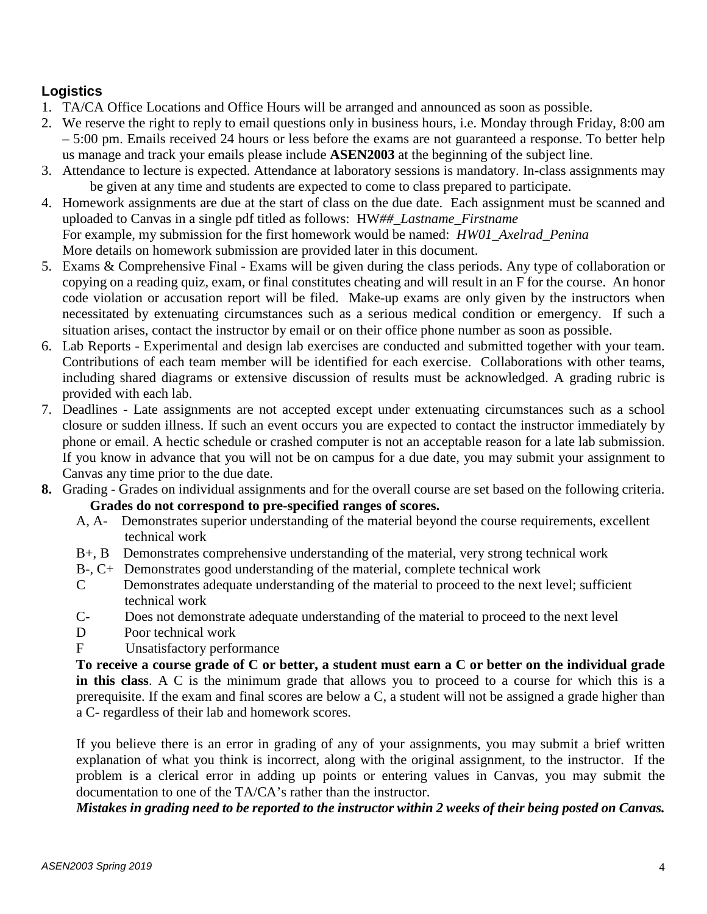### Logistics

1. TA/CA Office Locations and Office Hours will be arranged and announced as soon as possible.
2. We reserve the right to reply to email questions only in business hours, i.e. Monday through Friday, 8:00 am – 5:00 pm. Emails received 24 hours or less before the exams are not guaranteed a response. To better help us manage and track your emails please include **ASEN2003** at the beginning of the subject line.
3. Attendance to lecture is expected. Attendance at laboratory sessions is mandatory. In-class assignments may be given at any time and students are expected to come to class prepared to participate.
4. Homework assignments are due at the start of class on the due date. Each assignment must be scanned and uploaded to Canvas in a single pdf titled as follows: HW*##_Lastname_Firstname*
   For example, my submission for the first homework would be named: *HW01_Axelrad_Penina*
   More details on homework submission are provided later in this document.
5. Exams & Comprehensive Final - Exams will be given during the class periods. Any type of collaboration or copying on a reading quiz, exam, or final constitutes cheating and will result in an F for the course. An honor code violation or accusation report will be filed. Make-up exams are only given by the instructors when necessitated by extenuating circumstances such as a serious medical condition or emergency. If such a situation arises, contact the instructor by email or on their office phone number as soon as possible.
6. Lab Reports - Experimental and design lab exercises are conducted and submitted together with your team. Contributions of each team member will be identified for each exercise. Collaborations with other teams, including shared diagrams or extensive discussion of results must be acknowledged. A grading rubric is provided with each lab.
7. Deadlines - Late assignments are not accepted except under extenuating circumstances such as a school closure or sudden illness. If such an event occurs you are expected to contact the instructor immediately by phone or email. A hectic schedule or crashed computer is not an acceptable reason for a late lab submission. If you know in advance that you will not be on campus for a due date, you may submit your assignment to Canvas any time prior to the due date.
8. Grading - Grades on individual assignments and for the overall course are set based on the following criteria. **Grades do not correspond to pre-specified ranges of scores.**
   - A, A- Demonstrates superior understanding of the material beyond the course requirements, excellent technical work
   - B+, B Demonstrates comprehensive understanding of the material, very strong technical work
   - B-, C+ Demonstrates good understanding of the material, complete technical work
   - C Demonstrates adequate understanding of the material to proceed to the next level; sufficient technical work
   - C- Does not demonstrate adequate understanding of the material to proceed to the next level
   - D Poor technical work
   - F Unsatisfactory performance

   **To receive a course grade of C or better, a student must earn a C or better on the individual grade in this class**. A C is the minimum grade that allows you to proceed to a course for which this is a prerequisite. If the exam and final scores are below a C, a student will not be assigned a grade higher than a C- regardless of their lab and homework scores.

   If you believe there is an error in grading of any of your assignments, you may submit a brief written explanation of what you think is incorrect, along with the original assignment, to the instructor. If the problem is a clerical error in adding up points or entering values in Canvas, you may submit the documentation to one of the TA/CA's rather than the instructor.

   ***Mistakes in grading need to be reported to the instructor within 2 weeks of their being posted on Canvas.***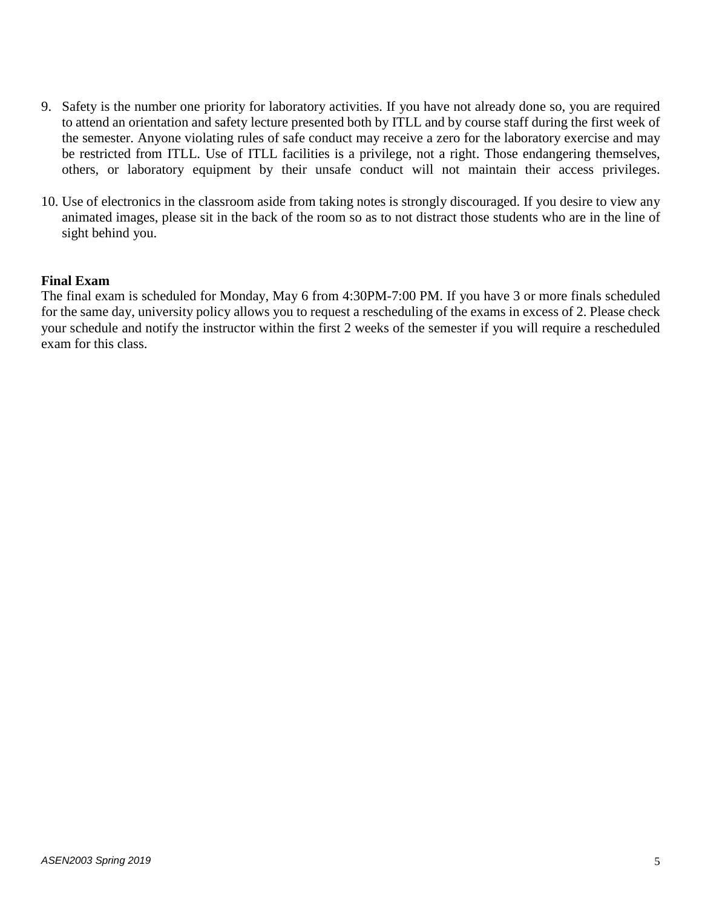9. Safety is the number one priority for laboratory activities. If you have not already done so, you are required to attend an orientation and safety lecture presented both by ITLL and by course staff during the first week of the semester. Anyone violating rules of safe conduct may receive a zero for the laboratory exercise and may be restricted from ITLL. Use of ITLL facilities is a privilege, not a right. Those endangering themselves, others, or laboratory equipment by their unsafe conduct will not maintain their access privileges.

10. Use of electronics in the classroom aside from taking notes is strongly discouraged. If you desire to view any animated images, please sit in the back of the room so as to not distract those students who are in the line of sight behind you.

**Final Exam**

The final exam is scheduled for Monday, May 6 from 4:30PM-7:00 PM. If you have 3 or more finals scheduled for the same day, university policy allows you to request a rescheduling of the exams in excess of 2. Please check your schedule and notify the instructor within the first 2 weeks of the semester if you will require a rescheduled exam for this class.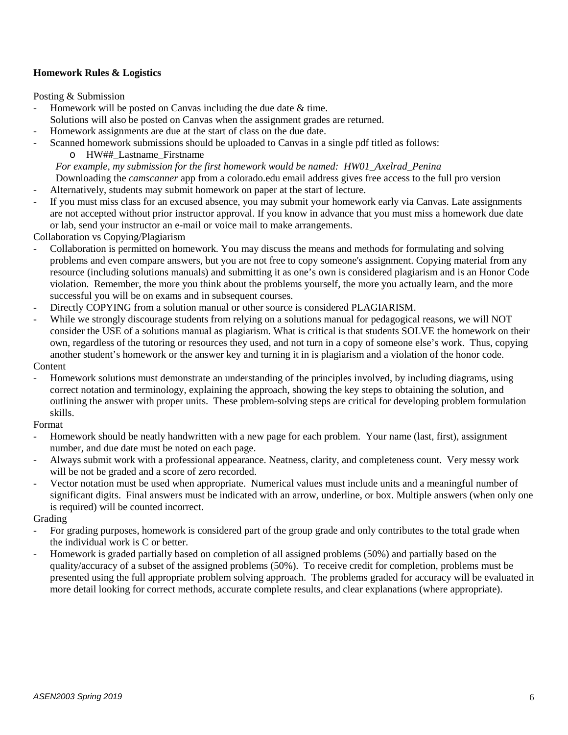**Homework Rules & Logistics**

Posting & Submission

- Homework will be posted on Canvas including the due date & time.
  Solutions will also be posted on Canvas when the assignment grades are returned.
- Homework assignments are due at the start of class on the due date.
- Scanned homework submissions should be uploaded to Canvas in a single pdf titled as follows:
  - HW##_Lastname_Firstname

  *For example, my submission for the first homework would be named: HW01_Axelrad_Penina*
  Downloading the *camscanner* app from a colorado.edu email address gives free access to the full pro version
- Alternatively, students may submit homework on paper at the start of lecture.
- If you must miss class for an excused absence, you may submit your homework early via Canvas. Late assignments are not accepted without prior instructor approval. If you know in advance that you must miss a homework due date or lab, send your instructor an e-mail or voice mail to make arrangements.

Collaboration vs Copying/Plagiarism

- Collaboration is permitted on homework. You may discuss the means and methods for formulating and solving problems and even compare answers, but you are not free to copy someone's assignment. Copying material from any resource (including solutions manuals) and submitting it as one's own is considered plagiarism and is an Honor Code violation. Remember, the more you think about the problems yourself, the more you actually learn, and the more successful you will be on exams and in subsequent courses.
- Directly COPYING from a solution manual or other source is considered PLAGIARISM.
- While we strongly discourage students from relying on a solutions manual for pedagogical reasons, we will NOT consider the USE of a solutions manual as plagiarism. What is critical is that students SOLVE the homework on their own, regardless of the tutoring or resources they used, and not turn in a copy of someone else's work. Thus, copying another student's homework or the answer key and turning it in is plagiarism and a violation of the honor code.

Content

- Homework solutions must demonstrate an understanding of the principles involved, by including diagrams, using correct notation and terminology, explaining the approach, showing the key steps to obtaining the solution, and outlining the answer with proper units. These problem-solving steps are critical for developing problem formulation skills.

Format

- Homework should be neatly handwritten with a new page for each problem. Your name (last, first), assignment number, and due date must be noted on each page.
- Always submit work with a professional appearance. Neatness, clarity, and completeness count. Very messy work will be not be graded and a score of zero recorded.
- Vector notation must be used when appropriate. Numerical values must include units and a meaningful number of significant digits. Final answers must be indicated with an arrow, underline, or box. Multiple answers (when only one is required) will be counted incorrect.

Grading

- For grading purposes, homework is considered part of the group grade and only contributes to the total grade when the individual work is C or better.
- Homework is graded partially based on completion of all assigned problems (50%) and partially based on the quality/accuracy of a subset of the assigned problems (50%). To receive credit for completion, problems must be presented using the full appropriate problem solving approach. The problems graded for accuracy will be evaluated in more detail looking for correct methods, accurate complete results, and clear explanations (where appropriate).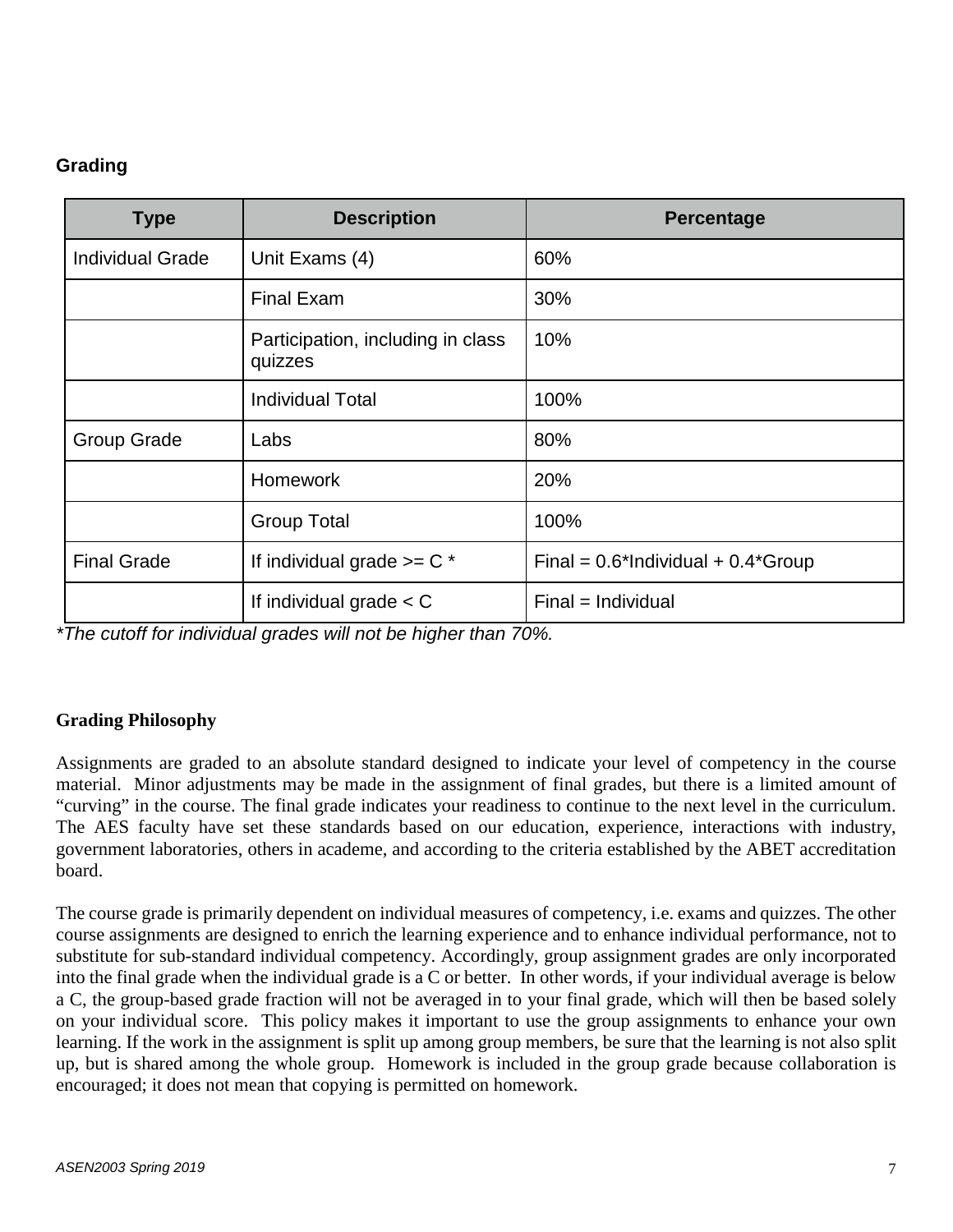## Grading

| Type | Description | Percentage |
|---|---|---|
| Individual Grade | Unit Exams (4) | 60% |
| | Final Exam | 30% |
| | Participation, including in class quizzes | 10% |
| | Individual Total | 100% |
| Group Grade | Labs | 80% |
| | Homework | 20% |
| | Group Total | 100% |
| Final Grade | If individual grade >= C * | Final = 0.6*Individual + 0.4*Group |
| | If individual grade < C | Final = Individual |

*\*The cutoff for individual grades will not be higher than 70%.*

## Grading Philosophy

Assignments are graded to an absolute standard designed to indicate your level of competency in the course material. Minor adjustments may be made in the assignment of final grades, but there is a limited amount of "curving" in the course. The final grade indicates your readiness to continue to the next level in the curriculum. The AES faculty have set these standards based on our education, experience, interactions with industry, government laboratories, others in academe, and according to the criteria established by the ABET accreditation board.

The course grade is primarily dependent on individual measures of competency, i.e. exams and quizzes. The other course assignments are designed to enrich the learning experience and to enhance individual performance, not to substitute for sub-standard individual competency. Accordingly, group assignment grades are only incorporated into the final grade when the individual grade is a C or better. In other words, if your individual average is below a C, the group-based grade fraction will not be averaged in to your final grade, which will then be based solely on your individual score. This policy makes it important to use the group assignments to enhance your own learning. If the work in the assignment is split up among group members, be sure that the learning is not also split up, but is shared among the whole group. Homework is included in the group grade because collaboration is encouraged; it does not mean that copying is permitted on homework.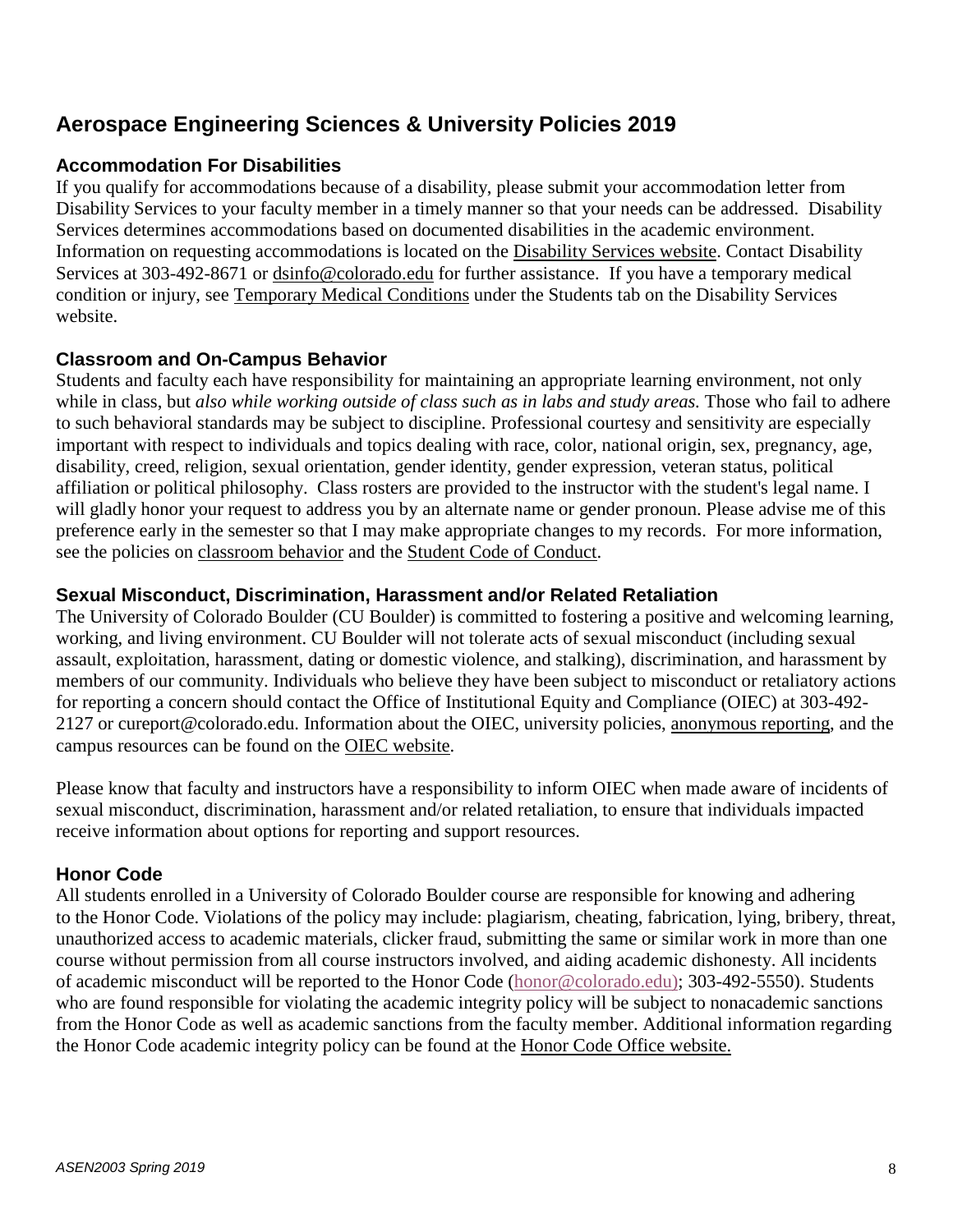# Aerospace Engineering Sciences & University Policies 2019

## Accommodation For Disabilities

If you qualify for accommodations because of a disability, please submit your accommodation letter from Disability Services to your faculty member in a timely manner so that your needs can be addressed. Disability Services determines accommodations based on documented disabilities in the academic environment. Information on requesting accommodations is located on the Disability Services website. Contact Disability Services at 303-492-8671 or dsinfo@colorado.edu for further assistance. If you have a temporary medical condition or injury, see Temporary Medical Conditions under the Students tab on the Disability Services website.

## Classroom and On-Campus Behavior

Students and faculty each have responsibility for maintaining an appropriate learning environment, not only while in class, but *also while working outside of class such as in labs and study areas.* Those who fail to adhere to such behavioral standards may be subject to discipline. Professional courtesy and sensitivity are especially important with respect to individuals and topics dealing with race, color, national origin, sex, pregnancy, age, disability, creed, religion, sexual orientation, gender identity, gender expression, veteran status, political affiliation or political philosophy. Class rosters are provided to the instructor with the student's legal name. I will gladly honor your request to address you by an alternate name or gender pronoun. Please advise me of this preference early in the semester so that I may make appropriate changes to my records. For more information, see the policies on classroom behavior and the Student Code of Conduct.

## Sexual Misconduct, Discrimination, Harassment and/or Related Retaliation

The University of Colorado Boulder (CU Boulder) is committed to fostering a positive and welcoming learning, working, and living environment. CU Boulder will not tolerate acts of sexual misconduct (including sexual assault, exploitation, harassment, dating or domestic violence, and stalking), discrimination, and harassment by members of our community. Individuals who believe they have been subject to misconduct or retaliatory actions for reporting a concern should contact the Office of Institutional Equity and Compliance (OIEC) at 303-492-2127 or cureport@colorado.edu. Information about the OIEC, university policies, anonymous reporting, and the campus resources can be found on the OIEC website.

Please know that faculty and instructors have a responsibility to inform OIEC when made aware of incidents of sexual misconduct, discrimination, harassment and/or related retaliation, to ensure that individuals impacted receive information about options for reporting and support resources.

## Honor Code

All students enrolled in a University of Colorado Boulder course are responsible for knowing and adhering to the Honor Code. Violations of the policy may include: plagiarism, cheating, fabrication, lying, bribery, threat, unauthorized access to academic materials, clicker fraud, submitting the same or similar work in more than one course without permission from all course instructors involved, and aiding academic dishonesty. All incidents of academic misconduct will be reported to the Honor Code (honor@colorado.edu); 303-492-5550). Students who are found responsible for violating the academic integrity policy will be subject to nonacademic sanctions from the Honor Code as well as academic sanctions from the faculty member. Additional information regarding the Honor Code academic integrity policy can be found at the Honor Code Office website.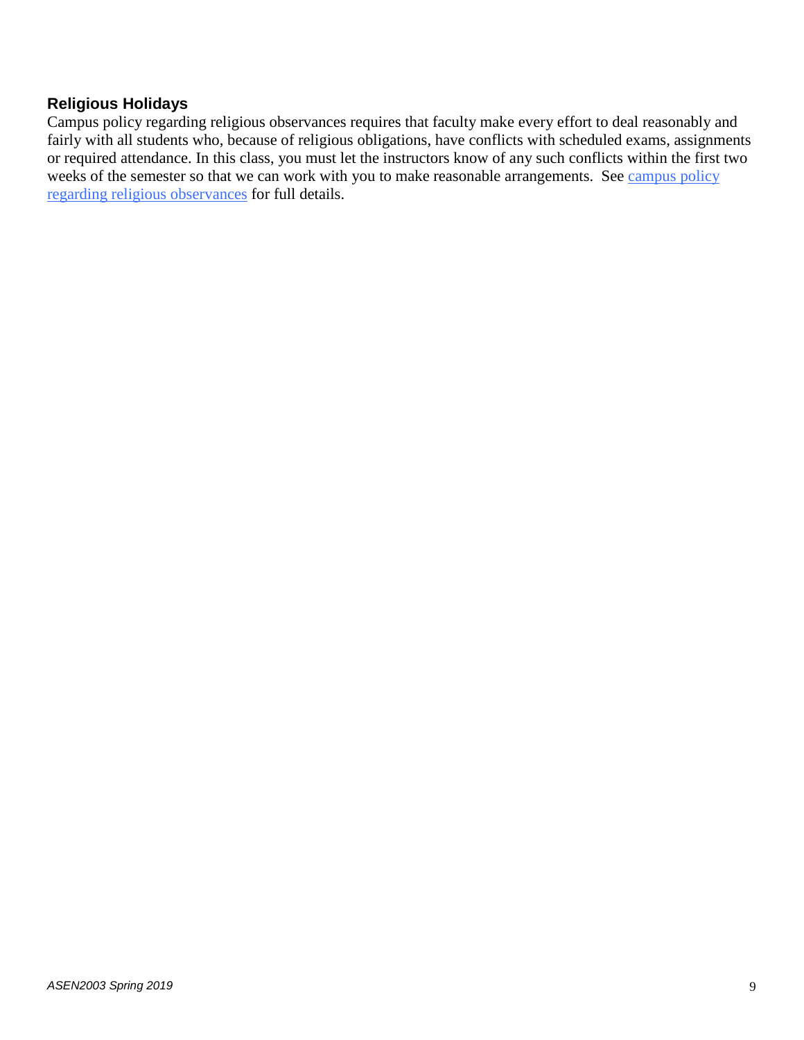### Religious Holidays

Campus policy regarding religious observances requires that faculty make every effort to deal reasonably and fairly with all students who, because of religious obligations, have conflicts with scheduled exams, assignments or required attendance. In this class, you must let the instructors know of any such conflicts within the first two weeks of the semester so that we can work with you to make reasonable arrangements. See campus policy regarding religious observances for full details.